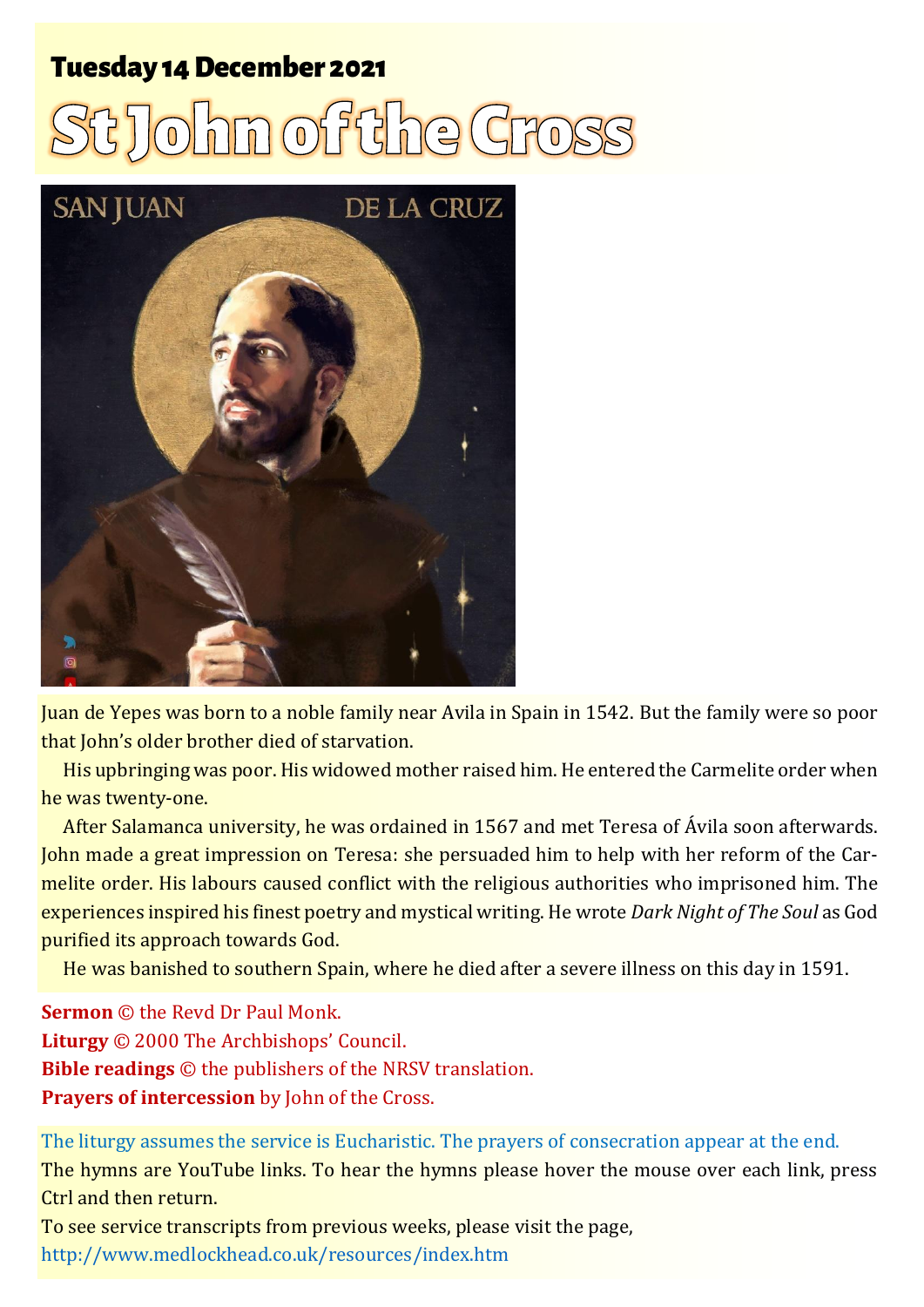**Tuesday 14 December 2021**

# St John of the Cross

Juan de Yepes was born to a noble family near Avila in Spain in 1542. But the family were so poor that John's older brother died of starvation.

His upbringing was poor. His widowed mother raised him. He entered the Carmelite order when he was twenty-one.

After Salamanca university, he was ordained in 1567 and met Teresa of Ávila soon afterwards. John made a great impression on Teresa: she persuaded him to help with her reform of the Carmelite order. His labours caused conflict with the religious authorities who imprisoned him. The experiences inspired his finest poetry and mystical writing. He wrote *Dark Night of The Soul* as God purified its approach towards God.

He was banished to southern Spain, where he died after a severe illness on this day in 1591.

**Sermon** © the Revd Dr Paul Monk.
**Liturgy** © 2000 The Archbishops' Council.
**Bible readings** © the publishers of the NRSV translation.
**Prayers of intercession** by John of the Cross.

The liturgy assumes the service is Eucharistic. The prayers of consecration appear at the end.
The hymns are YouTube links. To hear the hymns please hover the mouse over each link, press Ctrl and then return.
To see service transcripts from previous weeks, please visit the page,
http://www.medlockhead.co.uk/resources/index.htm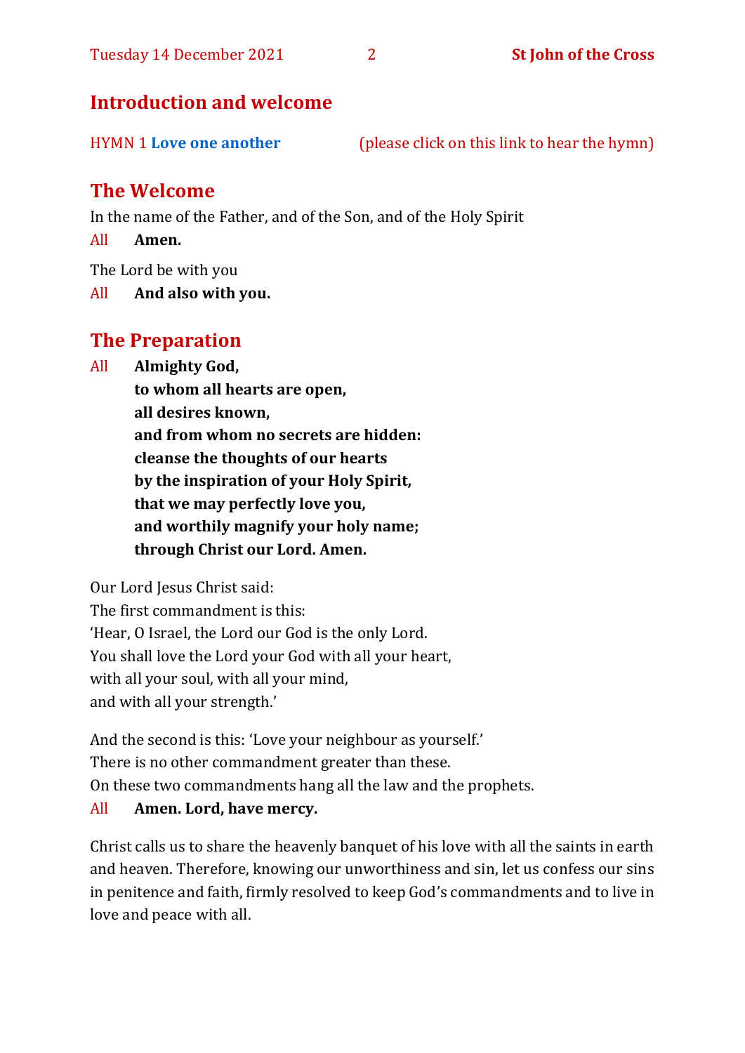## Introduction and welcome

HYMN 1 **Love one another** (please click on this link to hear the hymn)

## The Welcome

In the name of the Father, and of the Son, and of the Holy Spirit

All **Amen.**

The Lord be with you

All **And also with you.**

## The Preparation

All **Almighty God,**
**to whom all hearts are open,**
**all desires known,**
**and from whom no secrets are hidden:**
**cleanse the thoughts of our hearts**
**by the inspiration of your Holy Spirit,**
**that we may perfectly love you,**
**and worthily magnify your holy name;**
**through Christ our Lord. Amen.**

Our Lord Jesus Christ said:
The first commandment is this:
'Hear, O Israel, the Lord our God is the only Lord.
You shall love the Lord your God with all your heart,
with all your soul, with all your mind,
and with all your strength.'

And the second is this: 'Love your neighbour as yourself.'
There is no other commandment greater than these.
On these two commandments hang all the law and the prophets.

All **Amen. Lord, have mercy.**

Christ calls us to share the heavenly banquet of his love with all the saints in earth and heaven. Therefore, knowing our unworthiness and sin, let us confess our sins in penitence and faith, firmly resolved to keep God's commandments and to live in love and peace with all.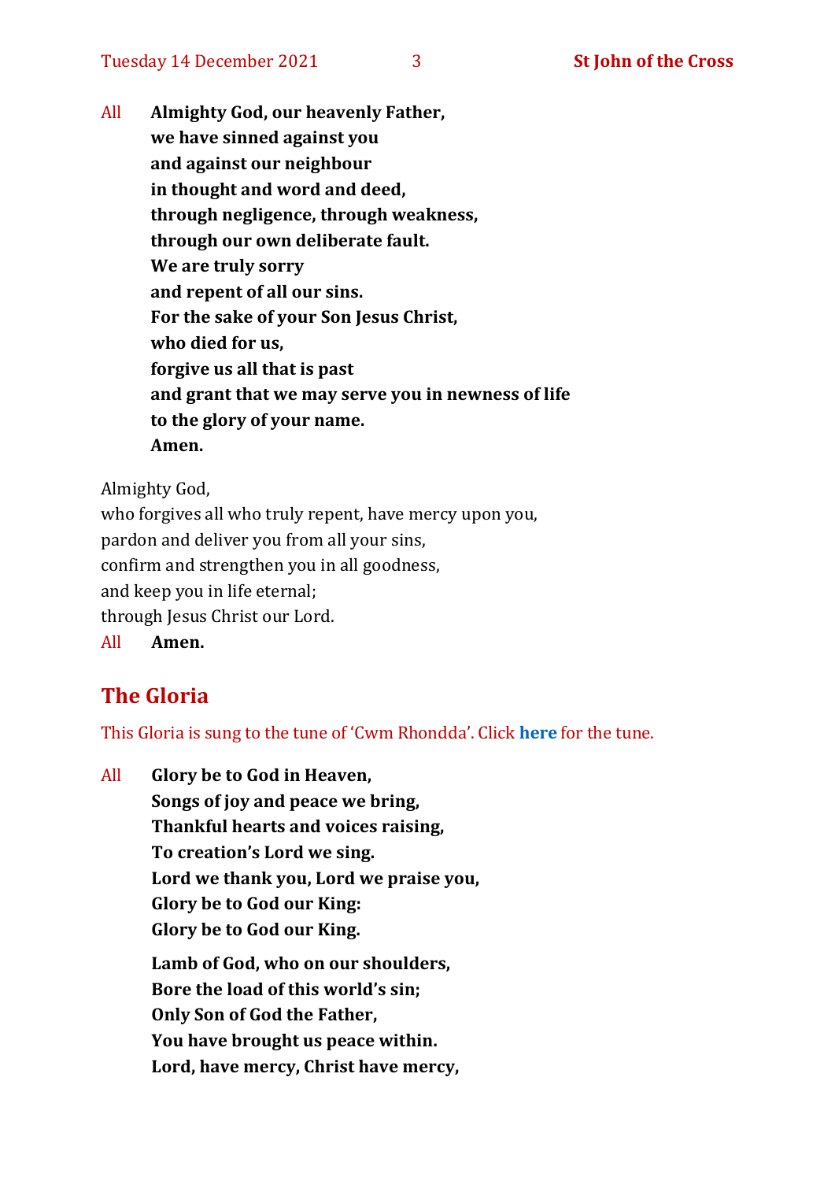All **Almighty God, our heavenly Father,**
**we have sinned against you**
**and against our neighbour**
**in thought and word and deed,**
**through negligence, through weakness,**
**through our own deliberate fault.**
**We are truly sorry**
**and repent of all our sins.**
**For the sake of your Son Jesus Christ,**
**who died for us,**
**forgive us all that is past**
**and grant that we may serve you in newness of life**
**to the glory of your name.**
**Amen.**

Almighty God,
who forgives all who truly repent, have mercy upon you,
pardon and deliver you from all your sins,
confirm and strengthen you in all goodness,
and keep you in life eternal;
through Jesus Christ our Lord.
All **Amen.**

## The Gloria

This Gloria is sung to the tune of 'Cwm Rhondda'. Click **here** for the tune.

All **Glory be to God in Heaven,**
**Songs of joy and peace we bring,**
**Thankful hearts and voices raising,**
**To creation's Lord we sing.**
**Lord we thank you, Lord we praise you,**
**Glory be to God our King:**
**Glory be to God our King.**

**Lamb of God, who on our shoulders,**
**Bore the load of this world's sin;**
**Only Son of God the Father,**
**You have brought us peace within.**
**Lord, have mercy, Christ have mercy,**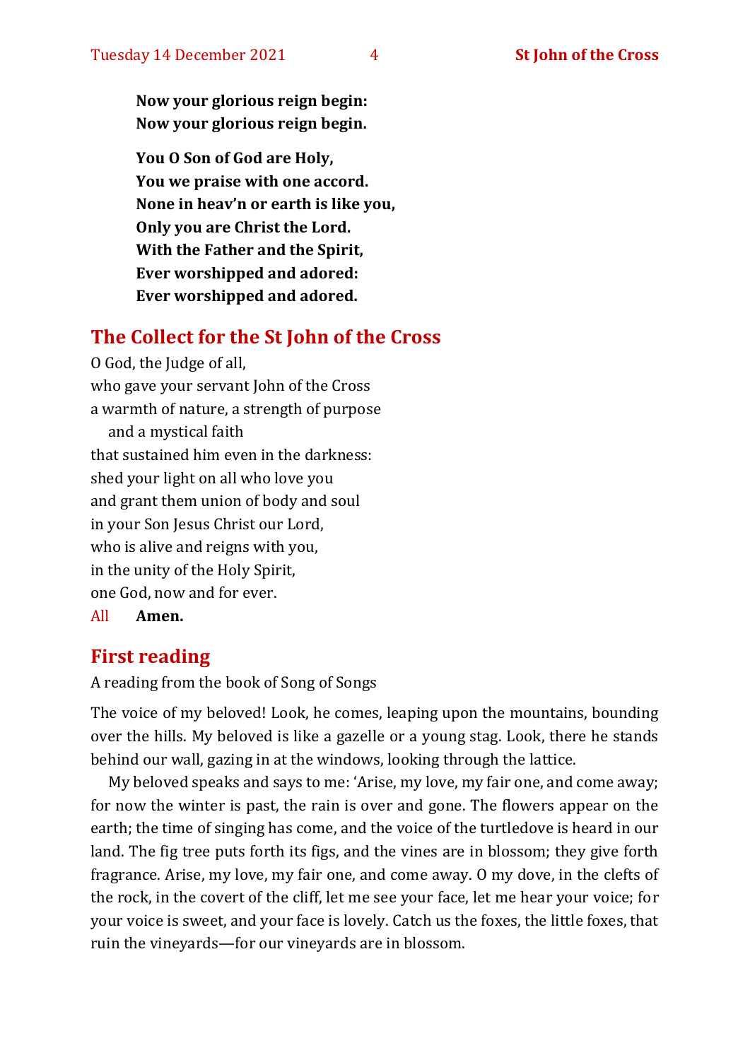**Now your glorious reign begin:**
**Now your glorious reign begin.**

**You O Son of God are Holy,**
**You we praise with one accord.**
**None in heav'n or earth is like you,**
**Only you are Christ the Lord.**
**With the Father and the Spirit,**
**Ever worshipped and adored:**
**Ever worshipped and adored.**

## The Collect for the St John of the Cross

O God, the Judge of all,
who gave your servant John of the Cross
a warmth of nature, a strength of purpose
  and a mystical faith
that sustained him even in the darkness:
shed your light on all who love you
and grant them union of body and soul
in your Son Jesus Christ our Lord,
who is alive and reigns with you,
in the unity of the Holy Spirit,
one God, now and for ever.

All **Amen.**

## First reading

A reading from the book of Song of Songs

The voice of my beloved! Look, he comes, leaping upon the mountains, bounding over the hills. My beloved is like a gazelle or a young stag. Look, there he stands behind our wall, gazing in at the windows, looking through the lattice.

My beloved speaks and says to me: 'Arise, my love, my fair one, and come away; for now the winter is past, the rain is over and gone. The flowers appear on the earth; the time of singing has come, and the voice of the turtledove is heard in our land. The fig tree puts forth its figs, and the vines are in blossom; they give forth fragrance. Arise, my love, my fair one, and come away. O my dove, in the clefts of the rock, in the covert of the cliff, let me see your face, let me hear your voice; for your voice is sweet, and your face is lovely. Catch us the foxes, the little foxes, that ruin the vineyards—for our vineyards are in blossom.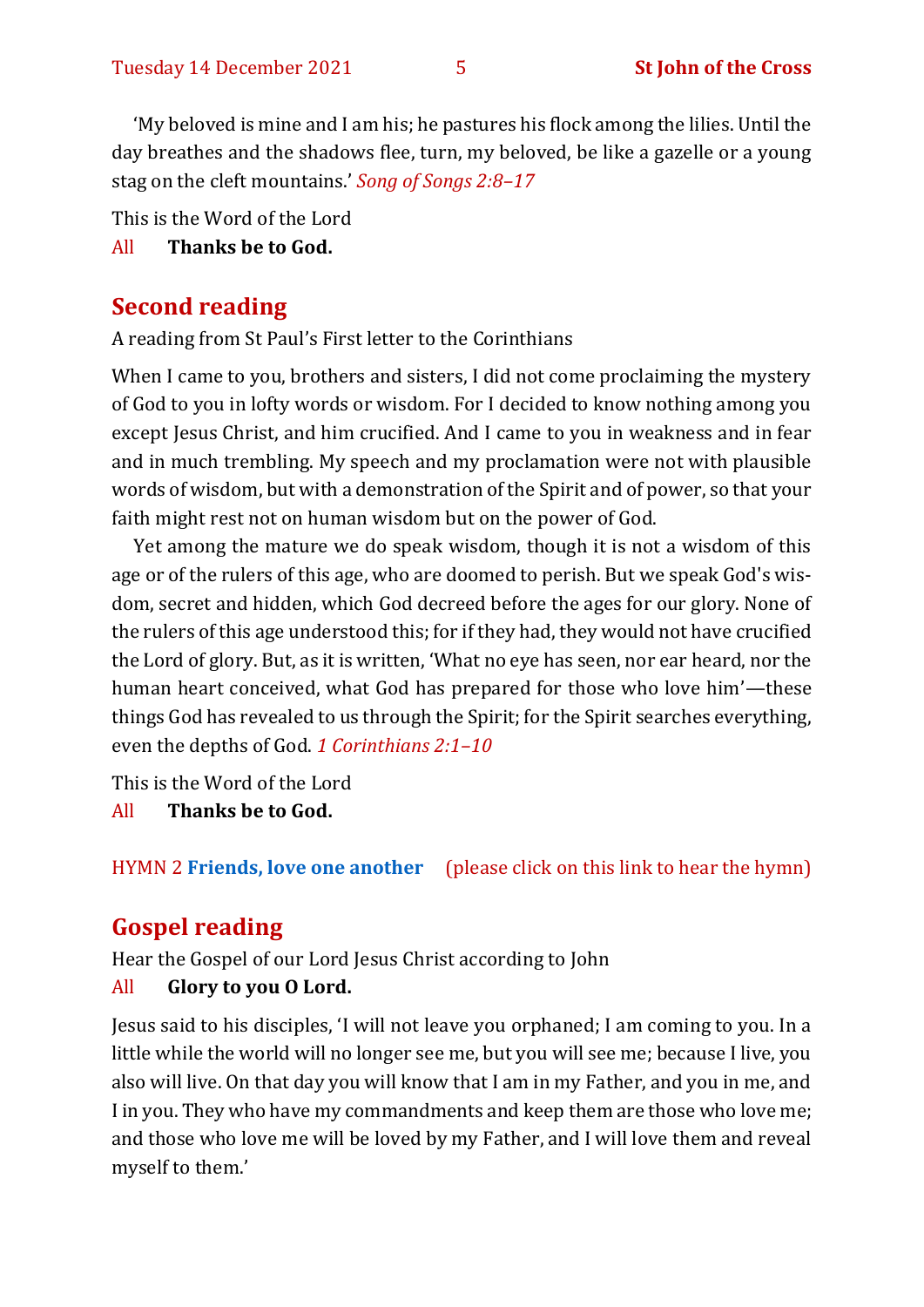'My beloved is mine and I am his; he pastures his flock among the lilies. Until the day breathes and the shadows flee, turn, my beloved, be like a gazelle or a young stag on the cleft mountains.' *Song of Songs 2:8–17*

This is the Word of the Lord

All **Thanks be to God.**

## Second reading

A reading from St Paul's First letter to the Corinthians

When I came to you, brothers and sisters, I did not come proclaiming the mystery of God to you in lofty words or wisdom. For I decided to know nothing among you except Jesus Christ, and him crucified. And I came to you in weakness and in fear and in much trembling. My speech and my proclamation were not with plausible words of wisdom, but with a demonstration of the Spirit and of power, so that your faith might rest not on human wisdom but on the power of God.

Yet among the mature we do speak wisdom, though it is not a wisdom of this age or of the rulers of this age, who are doomed to perish. But we speak God's wisdom, secret and hidden, which God decreed before the ages for our glory. None of the rulers of this age understood this; for if they had, they would not have crucified the Lord of glory. But, as it is written, 'What no eye has seen, nor ear heard, nor the human heart conceived, what God has prepared for those who love him'—these things God has revealed to us through the Spirit; for the Spirit searches everything, even the depths of God. *1 Corinthians 2:1–10*

This is the Word of the Lord

All **Thanks be to God.**

HYMN 2 **Friends, love one another** (please click on this link to hear the hymn)

## Gospel reading

Hear the Gospel of our Lord Jesus Christ according to John

All **Glory to you O Lord.**

Jesus said to his disciples, 'I will not leave you orphaned; I am coming to you. In a little while the world will no longer see me, but you will see me; because I live, you also will live. On that day you will know that I am in my Father, and you in me, and I in you. They who have my commandments and keep them are those who love me; and those who love me will be loved by my Father, and I will love them and reveal myself to them.'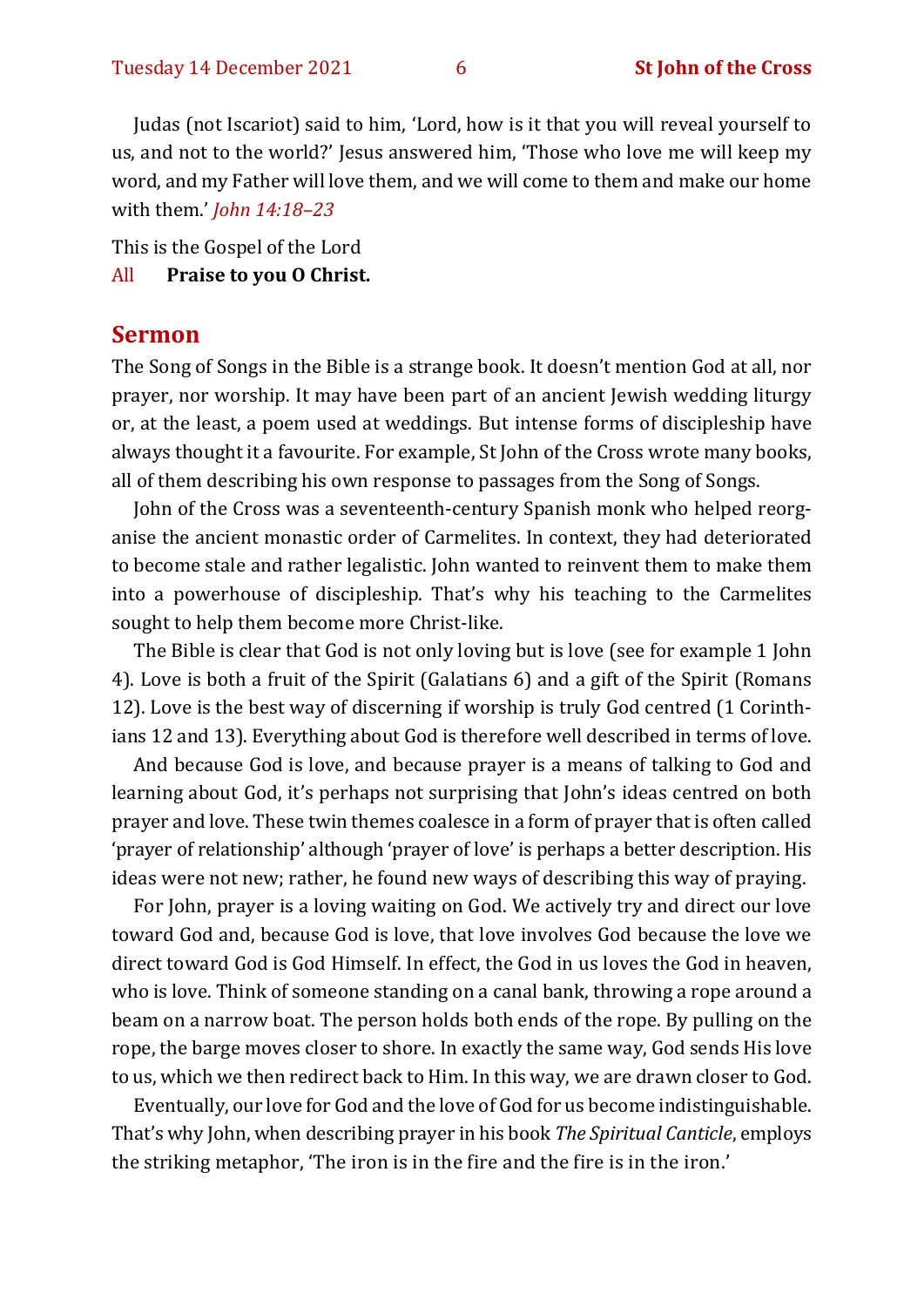Judas (not Iscariot) said to him, 'Lord, how is it that you will reveal yourself to us, and not to the world?' Jesus answered him, 'Those who love me will keep my word, and my Father will love them, and we will come to them and make our home with them.' *John 14:18–23*

This is the Gospel of the Lord
All **Praise to you O Christ.**

## Sermon

The Song of Songs in the Bible is a strange book. It doesn't mention God at all, nor prayer, nor worship. It may have been part of an ancient Jewish wedding liturgy or, at the least, a poem used at weddings. But intense forms of discipleship have always thought it a favourite. For example, St John of the Cross wrote many books, all of them describing his own response to passages from the Song of Songs.

John of the Cross was a seventeenth-century Spanish monk who helped reorganise the ancient monastic order of Carmelites. In context, they had deteriorated to become stale and rather legalistic. John wanted to reinvent them to make them into a powerhouse of discipleship. That's why his teaching to the Carmelites sought to help them become more Christ-like.

The Bible is clear that God is not only loving but is love (see for example 1 John 4). Love is both a fruit of the Spirit (Galatians 6) and a gift of the Spirit (Romans 12). Love is the best way of discerning if worship is truly God centred (1 Corinthians 12 and 13). Everything about God is therefore well described in terms of love.

And because God is love, and because prayer is a means of talking to God and learning about God, it's perhaps not surprising that John's ideas centred on both prayer and love. These twin themes coalesce in a form of prayer that is often called 'prayer of relationship' although 'prayer of love' is perhaps a better description. His ideas were not new; rather, he found new ways of describing this way of praying.

For John, prayer is a loving waiting on God. We actively try and direct our love toward God and, because God is love, that love involves God because the love we direct toward God is God Himself. In effect, the God in us loves the God in heaven, who is love. Think of someone standing on a canal bank, throwing a rope around a beam on a narrow boat. The person holds both ends of the rope. By pulling on the rope, the barge moves closer to shore. In exactly the same way, God sends His love to us, which we then redirect back to Him. In this way, we are drawn closer to God.

Eventually, our love for God and the love of God for us become indistinguishable. That's why John, when describing prayer in his book *The Spiritual Canticle*, employs the striking metaphor, 'The iron is in the fire and the fire is in the iron.'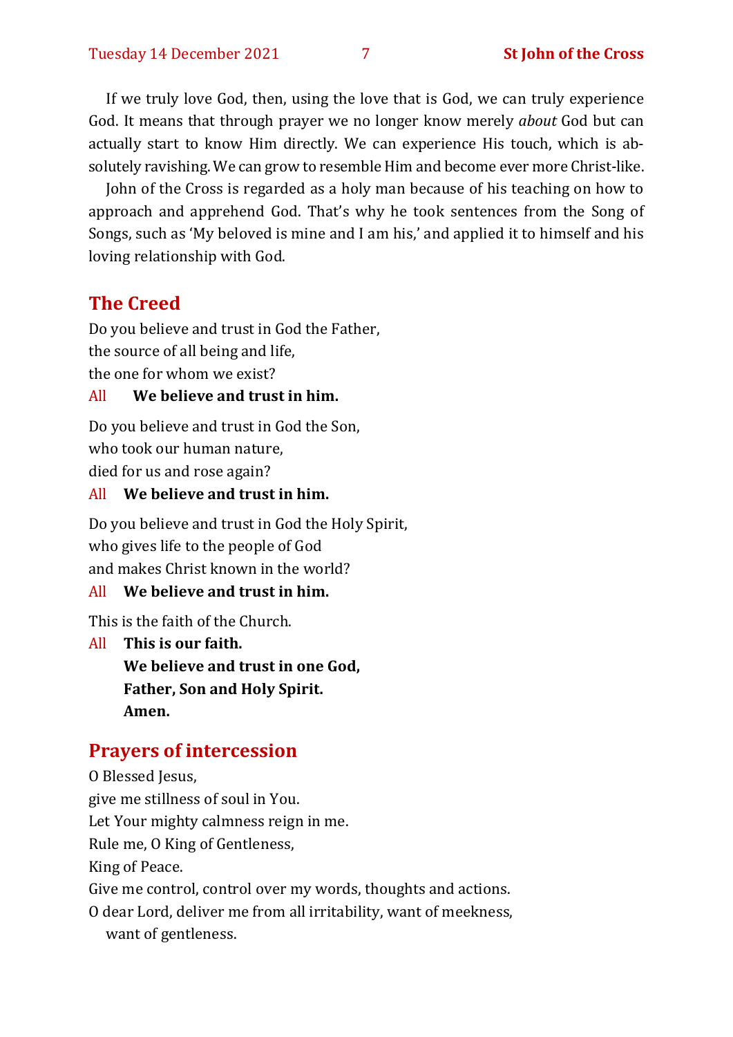If we truly love God, then, using the love that is God, we can truly experience God. It means that through prayer we no longer know merely *about* God but can actually start to know Him directly. We can experience His touch, which is absolutely ravishing. We can grow to resemble Him and become ever more Christ-like.

John of the Cross is regarded as a holy man because of his teaching on how to approach and apprehend God. That's why he took sentences from the Song of Songs, such as 'My beloved is mine and I am his,' and applied it to himself and his loving relationship with God.

## The Creed

Do you believe and trust in God the Father,
the source of all being and life,
the one for whom we exist?

All **We believe and trust in him.**

Do you believe and trust in God the Son,
who took our human nature,
died for us and rose again?

All **We believe and trust in him.**

Do you believe and trust in God the Holy Spirit,
who gives life to the people of God
and makes Christ known in the world?

All **We believe and trust in him.**

This is the faith of the Church.

All **This is our faith.**
**We believe and trust in one God,**
**Father, Son and Holy Spirit.**
**Amen.**

## Prayers of intercession

O Blessed Jesus,
give me stillness of soul in You.
Let Your mighty calmness reign in me.
Rule me, O King of Gentleness,
King of Peace.
Give me control, control over my words, thoughts and actions.
O dear Lord, deliver me from all irritability, want of meekness,
want of gentleness.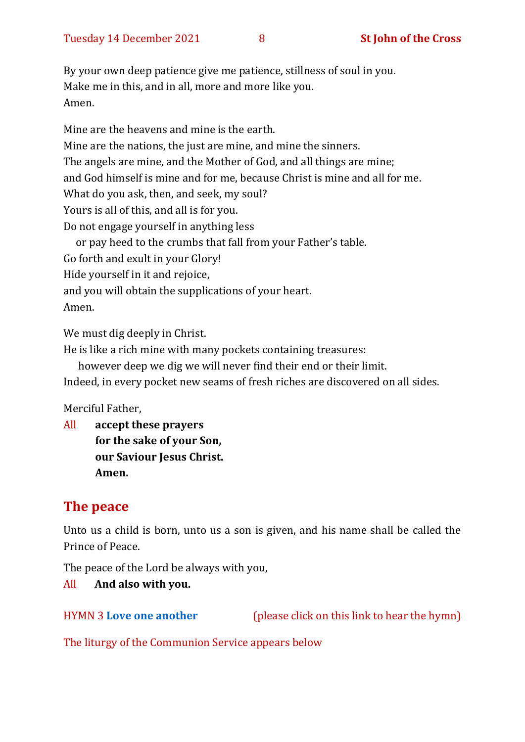By your own deep patience give me patience, stillness of soul in you.
Make me in this, and in all, more and more like you.
Amen.

Mine are the heavens and mine is the earth.
Mine are the nations, the just are mine, and mine the sinners.
The angels are mine, and the Mother of God, and all things are mine;
and God himself is mine and for me, because Christ is mine and all for me.
What do you ask, then, and seek, my soul?
Yours is all of this, and all is for you.
Do not engage yourself in anything less
    or pay heed to the crumbs that fall from your Father's table.
Go forth and exult in your Glory!
Hide yourself in it and rejoice,
and you will obtain the supplications of your heart.
Amen.

We must dig deeply in Christ.
He is like a rich mine with many pockets containing treasures:
    however deep we dig we will never find their end or their limit.
Indeed, in every pocket new seams of fresh riches are discovered on all sides.

Merciful Father,

All **accept these prayers**
**for the sake of your Son,**
**our Saviour Jesus Christ.**
**Amen.**

## The peace

Unto us a child is born, unto us a son is given, and his name shall be called the Prince of Peace.

The peace of the Lord be always with you,

All **And also with you.**

HYMN 3 **Love one another** (please click on this link to hear the hymn)

The liturgy of the Communion Service appears below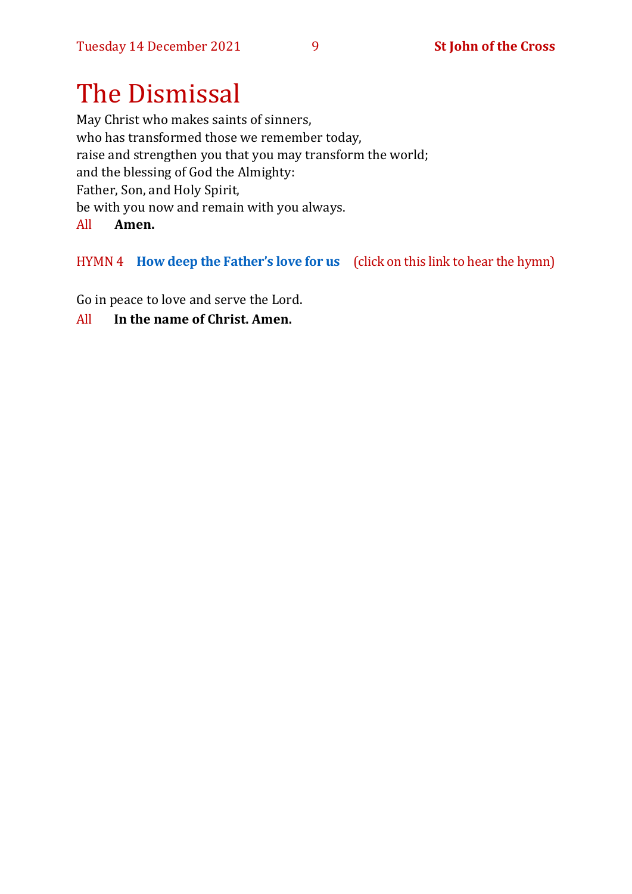# The Dismissal

May Christ who makes saints of sinners,
who has transformed those we remember today,
raise and strengthen you that you may transform the world;
and the blessing of God the Almighty:
Father, Son, and Holy Spirit,
be with you now and remain with you always.

All **Amen.**

HYMN 4 **How deep the Father's love for us** (click on this link to hear the hymn)

Go in peace to love and serve the Lord.

All **In the name of Christ. Amen.**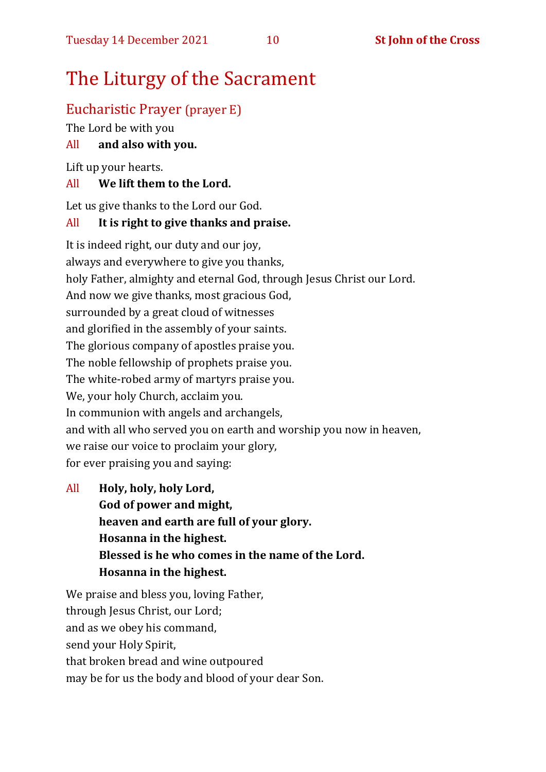# The Liturgy of the Sacrament

## Eucharistic Prayer (prayer E)

The Lord be with you

All **and also with you.**

Lift up your hearts.

All **We lift them to the Lord.**

Let us give thanks to the Lord our God.

All **It is right to give thanks and praise.**

It is indeed right, our duty and our joy,
always and everywhere to give you thanks,
holy Father, almighty and eternal God, through Jesus Christ our Lord.
And now we give thanks, most gracious God,
surrounded by a great cloud of witnesses
and glorified in the assembly of your saints.
The glorious company of apostles praise you.
The noble fellowship of prophets praise you.
The white-robed army of martyrs praise you.
We, your holy Church, acclaim you.
In communion with angels and archangels,
and with all who served you on earth and worship you now in heaven,
we raise our voice to proclaim your glory,
for ever praising you and saying:

All **Holy, holy, holy Lord,**
**God of power and might,**
**heaven and earth are full of your glory.**
**Hosanna in the highest.**
**Blessed is he who comes in the name of the Lord.**
**Hosanna in the highest.**

We praise and bless you, loving Father,
through Jesus Christ, our Lord;
and as we obey his command,
send your Holy Spirit,
that broken bread and wine outpoured
may be for us the body and blood of your dear Son.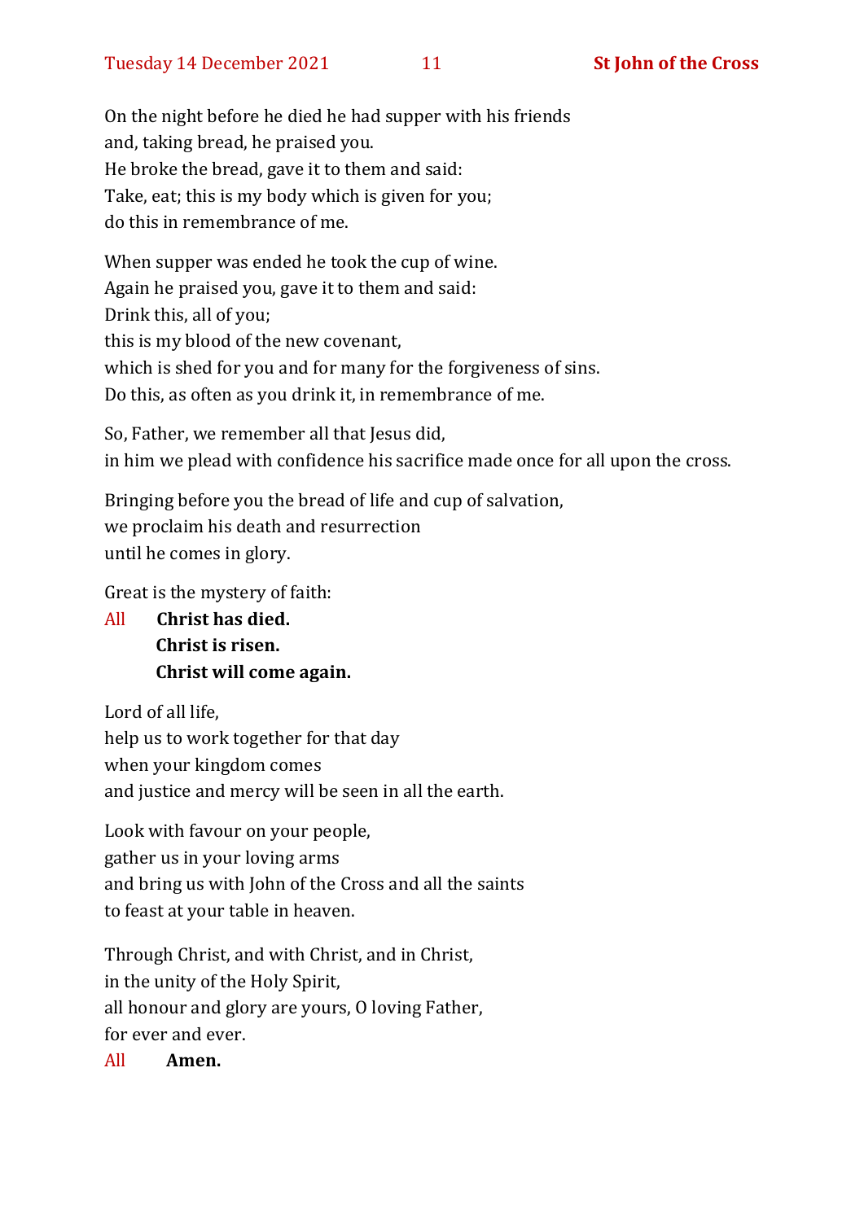On the night before he died he had supper with his friends
and, taking bread, he praised you.
He broke the bread, gave it to them and said:
Take, eat; this is my body which is given for you;
do this in remembrance of me.

When supper was ended he took the cup of wine.
Again he praised you, gave it to them and said:
Drink this, all of you;
this is my blood of the new covenant,
which is shed for you and for many for the forgiveness of sins.
Do this, as often as you drink it, in remembrance of me.

So, Father, we remember all that Jesus did,
in him we plead with confidence his sacrifice made once for all upon the cross.

Bringing before you the bread of life and cup of salvation,
we proclaim his death and resurrection
until he comes in glory.

Great is the mystery of faith:

All **Christ has died.**
**Christ is risen.**
**Christ will come again.**

Lord of all life,
help us to work together for that day
when your kingdom comes
and justice and mercy will be seen in all the earth.

Look with favour on your people,
gather us in your loving arms
and bring us with John of the Cross and all the saints
to feast at your table in heaven.

Through Christ, and with Christ, and in Christ,
in the unity of the Holy Spirit,
all honour and glory are yours, O loving Father,
for ever and ever.

All **Amen.**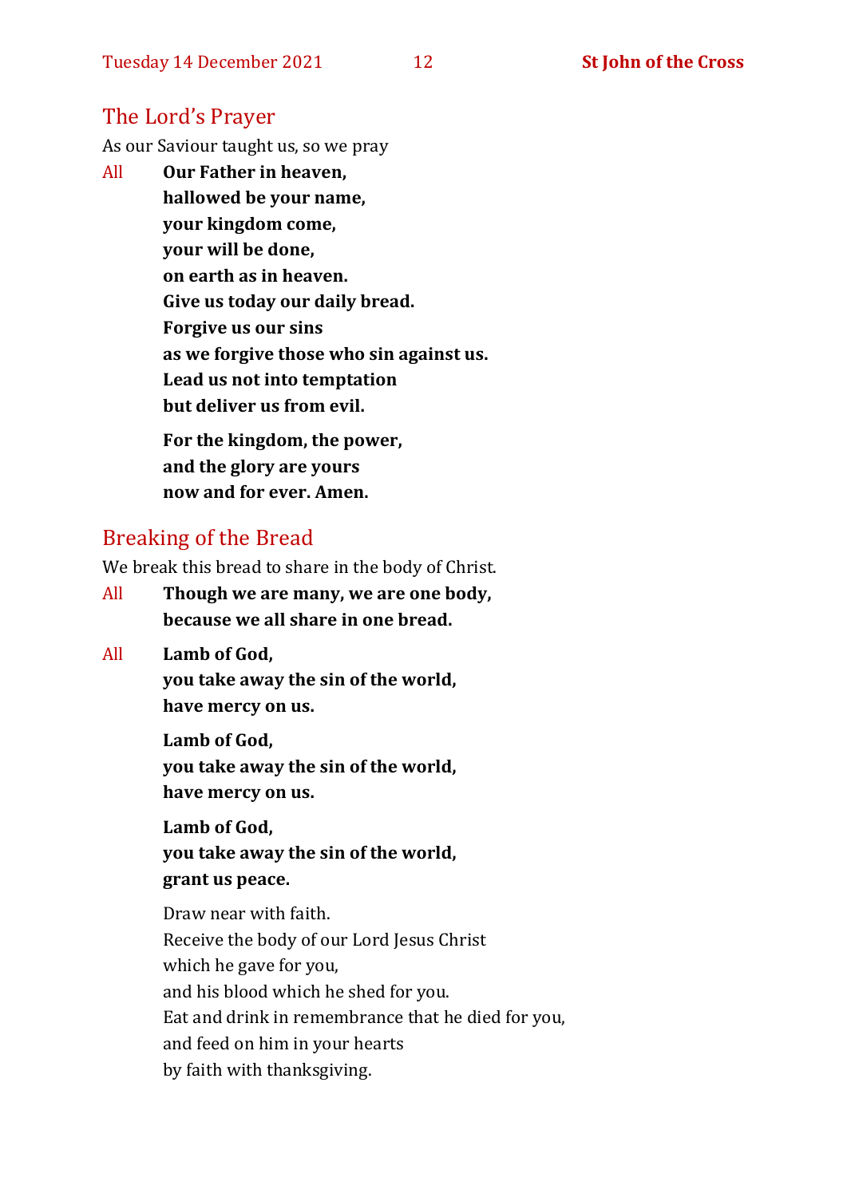## The Lord's Prayer

As our Saviour taught us, so we pray

All **Our Father in heaven,**
**hallowed be your name,**
**your kingdom come,**
**your will be done,**
**on earth as in heaven.**
**Give us today our daily bread.**
**Forgive us our sins**
**as we forgive those who sin against us.**
**Lead us not into temptation**
**but deliver us from evil.**

**For the kingdom, the power,**
**and the glory are yours**
**now and for ever. Amen.**

## Breaking of the Bread

We break this bread to share in the body of Christ.

All **Though we are many, we are one body,**
**because we all share in one bread.**

All **Lamb of God,**
**you take away the sin of the world,**
**have mercy on us.**

**Lamb of God,**
**you take away the sin of the world,**
**have mercy on us.**

**Lamb of God,**
**you take away the sin of the world,**
**grant us peace.**

Draw near with faith.
Receive the body of our Lord Jesus Christ
which he gave for you,
and his blood which he shed for you.
Eat and drink in remembrance that he died for you,
and feed on him in your hearts
by faith with thanksgiving.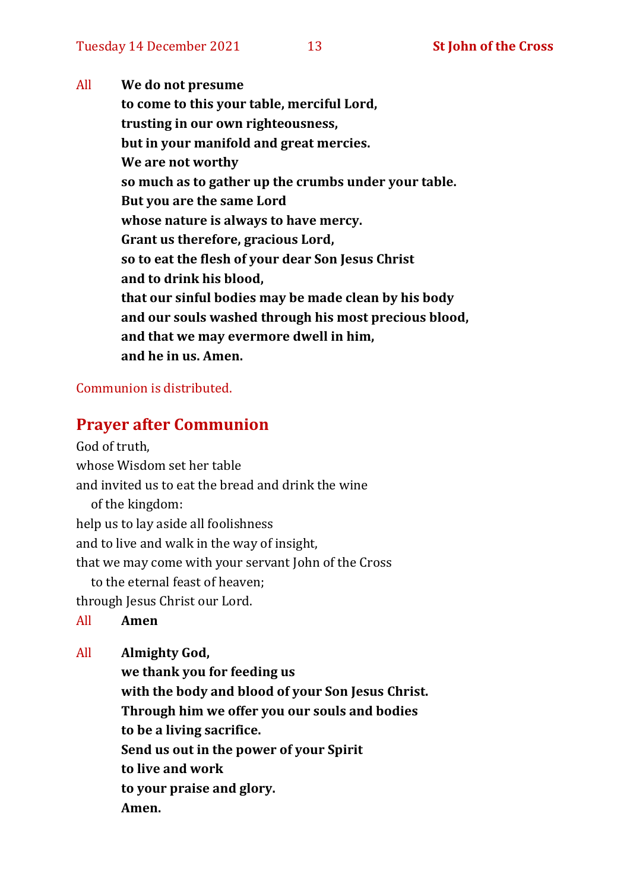All **We do not presume**
**to come to this your table, merciful Lord,**
**trusting in our own righteousness,**
**but in your manifold and great mercies.**
**We are not worthy**
**so much as to gather up the crumbs under your table.**
**But you are the same Lord**
**whose nature is always to have mercy.**
**Grant us therefore, gracious Lord,**
**so to eat the flesh of your dear Son Jesus Christ**
**and to drink his blood,**
**that our sinful bodies may be made clean by his body**
**and our souls washed through his most precious blood,**
**and that we may evermore dwell in him,**
**and he in us. Amen.**

Communion is distributed.

## Prayer after Communion

God of truth,
whose Wisdom set her table
and invited us to eat the bread and drink the wine
 of the kingdom:
help us to lay aside all foolishness
and to live and walk in the way of insight,
that we may come with your servant John of the Cross
 to the eternal feast of heaven;
through Jesus Christ our Lord.

All **Amen**

All **Almighty God,**
**we thank you for feeding us**
**with the body and blood of your Son Jesus Christ.**
**Through him we offer you our souls and bodies**
**to be a living sacrifice.**
**Send us out in the power of your Spirit**
**to live and work**
**to your praise and glory.**
**Amen.**